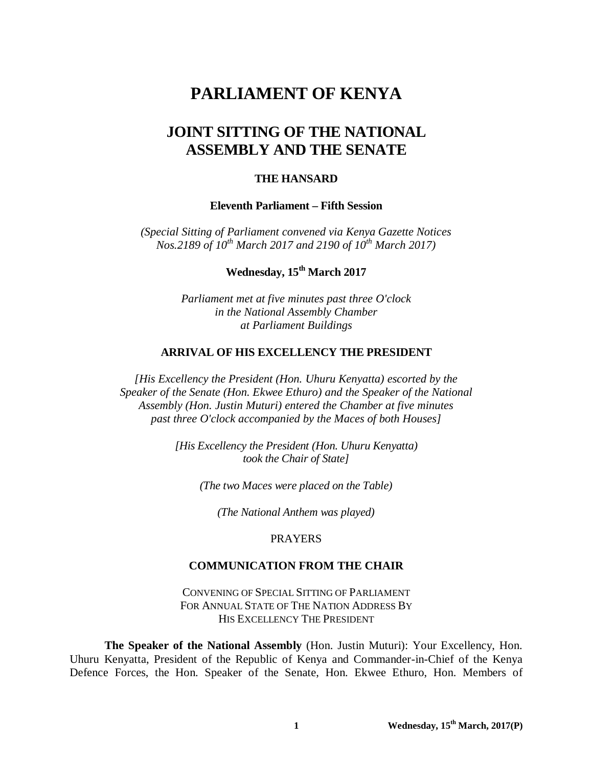# PARLIAMENT OF KENYA

## JOINT SITTING OF THE NATIONAL ASSEMBLY AND THE SENATE

### THE HANSARD

**Eleventh Parliament – Fifth Session**

*(Special Sitting of Parliament convened via Kenya Gazette Notices Nos.2189 of 10th March 2017 and 2190 of 10th March 2017)*

**Wednesday, 15th March 2017**

*Parliament met at five minutes past three O'clock in the National Assembly Chamber at Parliament Buildings*

### ARRIVAL OF HIS EXCELLENCY THE PRESIDENT

*[His Excellency the President (Hon. Uhuru Kenyatta) escorted by the Speaker of the Senate (Hon. Ekwee Ethuro) and the Speaker of the National Assembly (Hon. Justin Muturi) entered the Chamber at five minutes past three O'clock accompanied by the Maces of both Houses]*

*[His Excellency the President (Hon. Uhuru Kenyatta) took the Chair of State]*

*(The two Maces were placed on the Table)*

*(The National Anthem was played)*

PRAYERS

### COMMUNICATION FROM THE CHAIR

CONVENING OF SPECIAL SITTING OF PARLIAMENT FOR ANNUAL STATE OF THE NATION ADDRESS BY HIS EXCELLENCY THE PRESIDENT

**The Speaker of the National Assembly** (Hon. Justin Muturi): Your Excellency, Hon. Uhuru Kenyatta, President of the Republic of Kenya and Commander-in-Chief of the Kenya Defence Forces, the Hon. Speaker of the Senate, Hon. Ekwee Ethuro, Hon. Members of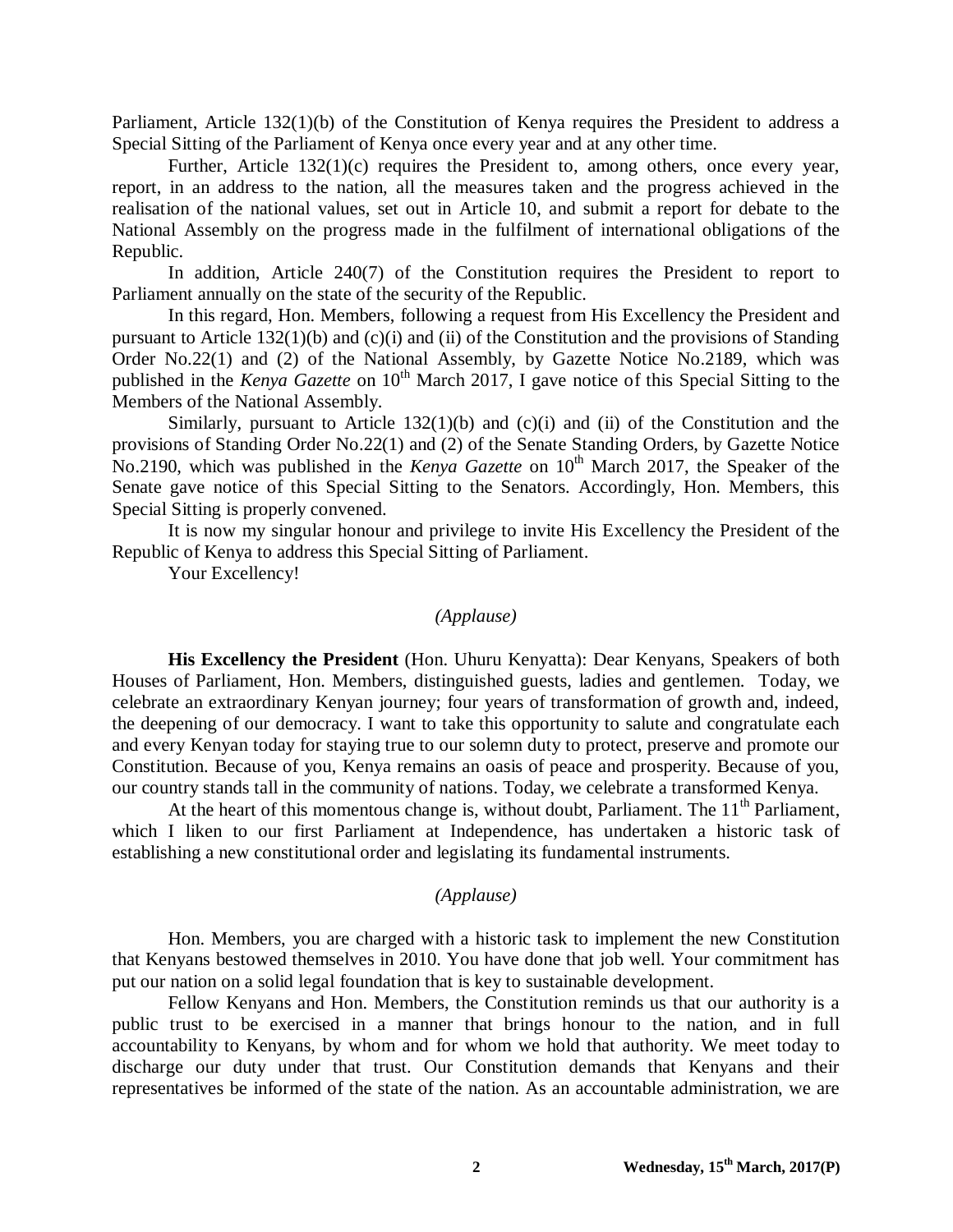Parliament, Article 132(1)(b) of the Constitution of Kenya requires the President to address a Special Sitting of the Parliament of Kenya once every year and at any other time.

Further, Article 132(1)(c) requires the President to, among others, once every year, report, in an address to the nation, all the measures taken and the progress achieved in the realisation of the national values, set out in Article 10, and submit a report for debate to the National Assembly on the progress made in the fulfilment of international obligations of the Republic.

In addition, Article 240(7) of the Constitution requires the President to report to Parliament annually on the state of the security of the Republic.

In this regard, Hon. Members, following a request from His Excellency the President and pursuant to Article 132(1)(b) and (c)(i) and (ii) of the Constitution and the provisions of Standing Order No.22(1) and (2) of the National Assembly, by Gazette Notice No.2189, which was published in the *Kenya Gazette* on 10th March 2017, I gave notice of this Special Sitting to the Members of the National Assembly.

Similarly, pursuant to Article 132(1)(b) and (c)(i) and (ii) of the Constitution and the provisions of Standing Order No.22(1) and (2) of the Senate Standing Orders, by Gazette Notice No.2190, which was published in the *Kenya Gazette* on 10th March 2017, the Speaker of the Senate gave notice of this Special Sitting to the Senators. Accordingly, Hon. Members, this Special Sitting is properly convened.

It is now my singular honour and privilege to invite His Excellency the President of the Republic of Kenya to address this Special Sitting of Parliament.

Your Excellency!

*(Applause)*

**His Excellency the President** (Hon. Uhuru Kenyatta): Dear Kenyans, Speakers of both Houses of Parliament, Hon. Members, distinguished guests, ladies and gentlemen. Today, we celebrate an extraordinary Kenyan journey; four years of transformation of growth and, indeed, the deepening of our democracy. I want to take this opportunity to salute and congratulate each and every Kenyan today for staying true to our solemn duty to protect, preserve and promote our Constitution. Because of you, Kenya remains an oasis of peace and prosperity. Because of you, our country stands tall in the community of nations. Today, we celebrate a transformed Kenya.

At the heart of this momentous change is, without doubt, Parliament. The 11th Parliament, which I liken to our first Parliament at Independence, has undertaken a historic task of establishing a new constitutional order and legislating its fundamental instruments.

*(Applause)*

Hon. Members, you are charged with a historic task to implement the new Constitution that Kenyans bestowed themselves in 2010. You have done that job well. Your commitment has put our nation on a solid legal foundation that is key to sustainable development.

Fellow Kenyans and Hon. Members, the Constitution reminds us that our authority is a public trust to be exercised in a manner that brings honour to the nation, and in full accountability to Kenyans, by whom and for whom we hold that authority. We meet today to discharge our duty under that trust. Our Constitution demands that Kenyans and their representatives be informed of the state of the nation. As an accountable administration, we are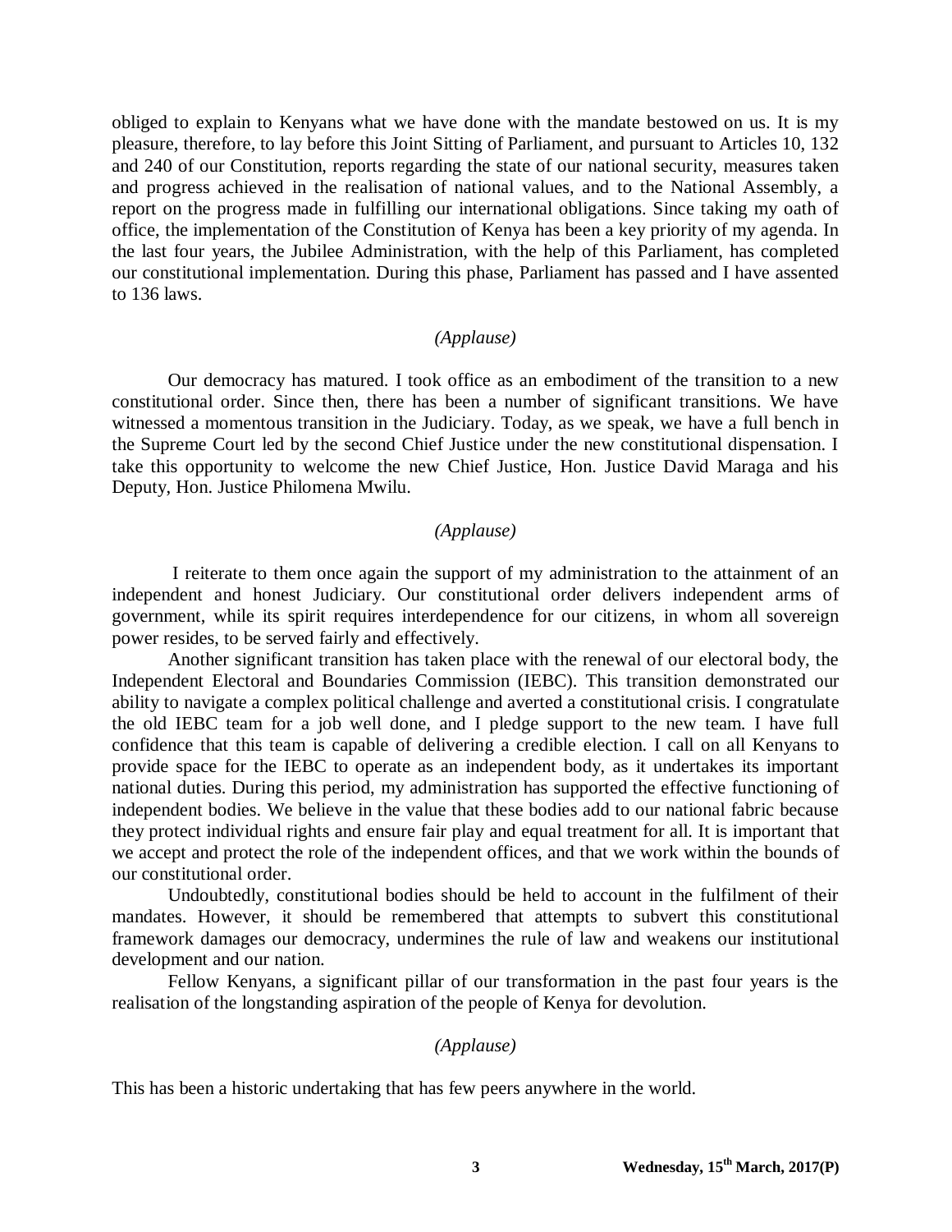obliged to explain to Kenyans what we have done with the mandate bestowed on us. It is my pleasure, therefore, to lay before this Joint Sitting of Parliament, and pursuant to Articles 10, 132 and 240 of our Constitution, reports regarding the state of our national security, measures taken and progress achieved in the realisation of national values, and to the National Assembly, a report on the progress made in fulfilling our international obligations. Since taking my oath of office, the implementation of the Constitution of Kenya has been a key priority of my agenda. In the last four years, the Jubilee Administration, with the help of this Parliament, has completed our constitutional implementation. During this phase, Parliament has passed and I have assented to 136 laws.

*(Applause)*

Our democracy has matured. I took office as an embodiment of the transition to a new constitutional order. Since then, there has been a number of significant transitions. We have witnessed a momentous transition in the Judiciary. Today, as we speak, we have a full bench in the Supreme Court led by the second Chief Justice under the new constitutional dispensation. I take this opportunity to welcome the new Chief Justice, Hon. Justice David Maraga and his Deputy, Hon. Justice Philomena Mwilu.

*(Applause)*

I reiterate to them once again the support of my administration to the attainment of an independent and honest Judiciary. Our constitutional order delivers independent arms of government, while its spirit requires interdependence for our citizens, in whom all sovereign power resides, to be served fairly and effectively.

Another significant transition has taken place with the renewal of our electoral body, the Independent Electoral and Boundaries Commission (IEBC). This transition demonstrated our ability to navigate a complex political challenge and averted a constitutional crisis. I congratulate the old IEBC team for a job well done, and I pledge support to the new team. I have full confidence that this team is capable of delivering a credible election. I call on all Kenyans to provide space for the IEBC to operate as an independent body, as it undertakes its important national duties. During this period, my administration has supported the effective functioning of independent bodies. We believe in the value that these bodies add to our national fabric because they protect individual rights and ensure fair play and equal treatment for all. It is important that we accept and protect the role of the independent offices, and that we work within the bounds of our constitutional order.

Undoubtedly, constitutional bodies should be held to account in the fulfilment of their mandates. However, it should be remembered that attempts to subvert this constitutional framework damages our democracy, undermines the rule of law and weakens our institutional development and our nation.

Fellow Kenyans, a significant pillar of our transformation in the past four years is the realisation of the longstanding aspiration of the people of Kenya for devolution.

*(Applause)*

This has been a historic undertaking that has few peers anywhere in the world.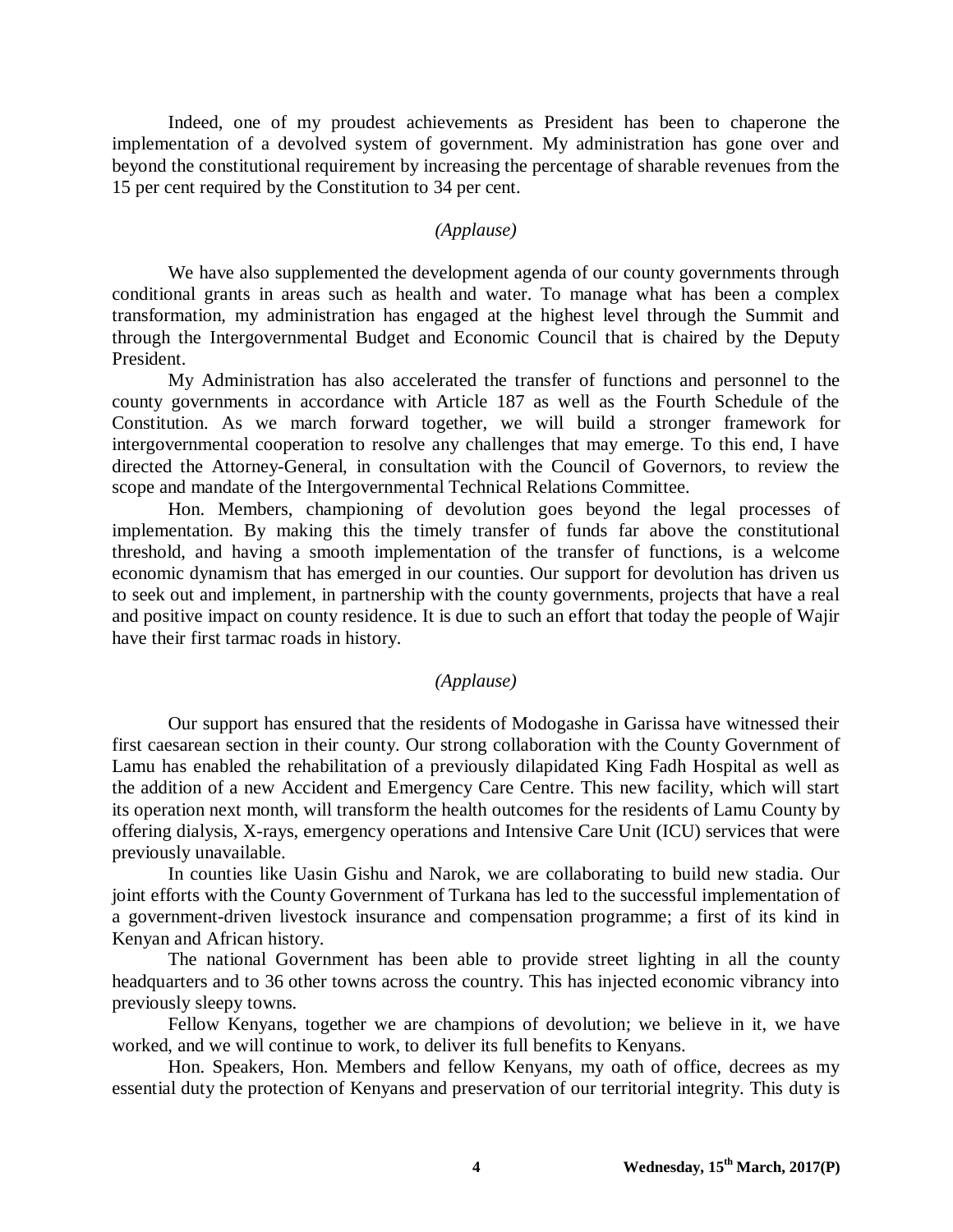Indeed, one of my proudest achievements as President has been to chaperone the implementation of a devolved system of government. My administration has gone over and beyond the constitutional requirement by increasing the percentage of sharable revenues from the 15 per cent required by the Constitution to 34 per cent.

*(Applause)*

We have also supplemented the development agenda of our county governments through conditional grants in areas such as health and water. To manage what has been a complex transformation, my administration has engaged at the highest level through the Summit and through the Intergovernmental Budget and Economic Council that is chaired by the Deputy President.

My Administration has also accelerated the transfer of functions and personnel to the county governments in accordance with Article 187 as well as the Fourth Schedule of the Constitution. As we march forward together, we will build a stronger framework for intergovernmental cooperation to resolve any challenges that may emerge. To this end, I have directed the Attorney-General, in consultation with the Council of Governors, to review the scope and mandate of the Intergovernmental Technical Relations Committee.

Hon. Members, championing of devolution goes beyond the legal processes of implementation. By making this the timely transfer of funds far above the constitutional threshold, and having a smooth implementation of the transfer of functions, is a welcome economic dynamism that has emerged in our counties. Our support for devolution has driven us to seek out and implement, in partnership with the county governments, projects that have a real and positive impact on county residence. It is due to such an effort that today the people of Wajir have their first tarmac roads in history.

*(Applause)*

Our support has ensured that the residents of Modogashe in Garissa have witnessed their first caesarean section in their county. Our strong collaboration with the County Government of Lamu has enabled the rehabilitation of a previously dilapidated King Fadh Hospital as well as the addition of a new Accident and Emergency Care Centre. This new facility, which will start its operation next month, will transform the health outcomes for the residents of Lamu County by offering dialysis, X-rays, emergency operations and Intensive Care Unit (ICU) services that were previously unavailable.

In counties like Uasin Gishu and Narok, we are collaborating to build new stadia. Our joint efforts with the County Government of Turkana has led to the successful implementation of a government-driven livestock insurance and compensation programme; a first of its kind in Kenyan and African history.

The national Government has been able to provide street lighting in all the county headquarters and to 36 other towns across the country. This has injected economic vibrancy into previously sleepy towns.

Fellow Kenyans, together we are champions of devolution; we believe in it, we have worked, and we will continue to work, to deliver its full benefits to Kenyans.

Hon. Speakers, Hon. Members and fellow Kenyans, my oath of office, decrees as my essential duty the protection of Kenyans and preservation of our territorial integrity. This duty is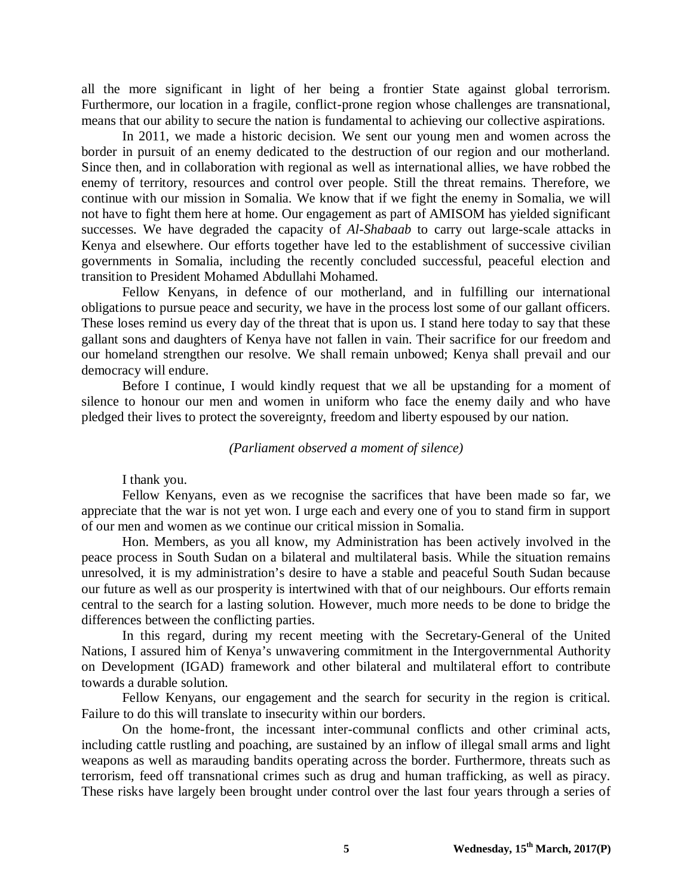all the more significant in light of her being a frontier State against global terrorism. Furthermore, our location in a fragile, conflict-prone region whose challenges are transnational, means that our ability to secure the nation is fundamental to achieving our collective aspirations.

In 2011, we made a historic decision. We sent our young men and women across the border in pursuit of an enemy dedicated to the destruction of our region and our motherland. Since then, and in collaboration with regional as well as international allies, we have robbed the enemy of territory, resources and control over people. Still the threat remains. Therefore, we continue with our mission in Somalia. We know that if we fight the enemy in Somalia, we will not have to fight them here at home. Our engagement as part of AMISOM has yielded significant successes. We have degraded the capacity of *Al-Shabaab* to carry out large-scale attacks in Kenya and elsewhere. Our efforts together have led to the establishment of successive civilian governments in Somalia, including the recently concluded successful, peaceful election and transition to President Mohamed Abdullahi Mohamed.

Fellow Kenyans, in defence of our motherland, and in fulfilling our international obligations to pursue peace and security, we have in the process lost some of our gallant officers. These loses remind us every day of the threat that is upon us. I stand here today to say that these gallant sons and daughters of Kenya have not fallen in vain. Their sacrifice for our freedom and our homeland strengthen our resolve. We shall remain unbowed; Kenya shall prevail and our democracy will endure.

Before I continue, I would kindly request that we all be upstanding for a moment of silence to honour our men and women in uniform who face the enemy daily and who have pledged their lives to protect the sovereignty, freedom and liberty espoused by our nation.

*(Parliament observed a moment of silence)*

I thank you.

Fellow Kenyans, even as we recognise the sacrifices that have been made so far, we appreciate that the war is not yet won. I urge each and every one of you to stand firm in support of our men and women as we continue our critical mission in Somalia.

Hon. Members, as you all know, my Administration has been actively involved in the peace process in South Sudan on a bilateral and multilateral basis. While the situation remains unresolved, it is my administration's desire to have a stable and peaceful South Sudan because our future as well as our prosperity is intertwined with that of our neighbours. Our efforts remain central to the search for a lasting solution. However, much more needs to be done to bridge the differences between the conflicting parties.

In this regard, during my recent meeting with the Secretary-General of the United Nations, I assured him of Kenya's unwavering commitment in the Intergovernmental Authority on Development (IGAD) framework and other bilateral and multilateral effort to contribute towards a durable solution.

Fellow Kenyans, our engagement and the search for security in the region is critical. Failure to do this will translate to insecurity within our borders.

On the home-front, the incessant inter-communal conflicts and other criminal acts, including cattle rustling and poaching, are sustained by an inflow of illegal small arms and light weapons as well as marauding bandits operating across the border. Furthermore, threats such as terrorism, feed off transnational crimes such as drug and human trafficking, as well as piracy. These risks have largely been brought under control over the last four years through a series of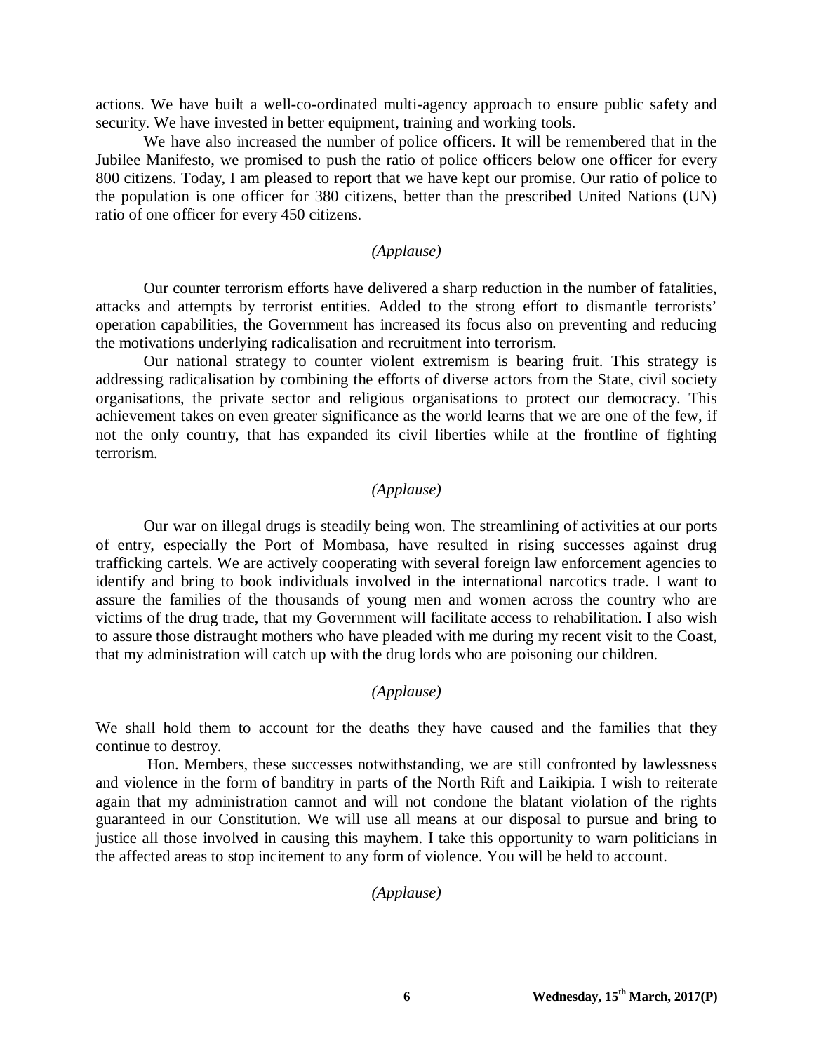actions. We have built a well-co-ordinated multi-agency approach to ensure public safety and security. We have invested in better equipment, training and working tools.

We have also increased the number of police officers. It will be remembered that in the Jubilee Manifesto, we promised to push the ratio of police officers below one officer for every 800 citizens. Today, I am pleased to report that we have kept our promise. Our ratio of police to the population is one officer for 380 citizens, better than the prescribed United Nations (UN) ratio of one officer for every 450 citizens.

*(Applause)*

Our counter terrorism efforts have delivered a sharp reduction in the number of fatalities, attacks and attempts by terrorist entities. Added to the strong effort to dismantle terrorists' operation capabilities, the Government has increased its focus also on preventing and reducing the motivations underlying radicalisation and recruitment into terrorism.

Our national strategy to counter violent extremism is bearing fruit. This strategy is addressing radicalisation by combining the efforts of diverse actors from the State, civil society organisations, the private sector and religious organisations to protect our democracy. This achievement takes on even greater significance as the world learns that we are one of the few, if not the only country, that has expanded its civil liberties while at the frontline of fighting terrorism.

*(Applause)*

Our war on illegal drugs is steadily being won. The streamlining of activities at our ports of entry, especially the Port of Mombasa, have resulted in rising successes against drug trafficking cartels. We are actively cooperating with several foreign law enforcement agencies to identify and bring to book individuals involved in the international narcotics trade. I want to assure the families of the thousands of young men and women across the country who are victims of the drug trade, that my Government will facilitate access to rehabilitation. I also wish to assure those distraught mothers who have pleaded with me during my recent visit to the Coast, that my administration will catch up with the drug lords who are poisoning our children.

*(Applause)*

We shall hold them to account for the deaths they have caused and the families that they continue to destroy.

Hon. Members, these successes notwithstanding, we are still confronted by lawlessness and violence in the form of banditry in parts of the North Rift and Laikipia. I wish to reiterate again that my administration cannot and will not condone the blatant violation of the rights guaranteed in our Constitution. We will use all means at our disposal to pursue and bring to justice all those involved in causing this mayhem. I take this opportunity to warn politicians in the affected areas to stop incitement to any form of violence. You will be held to account.

*(Applause)*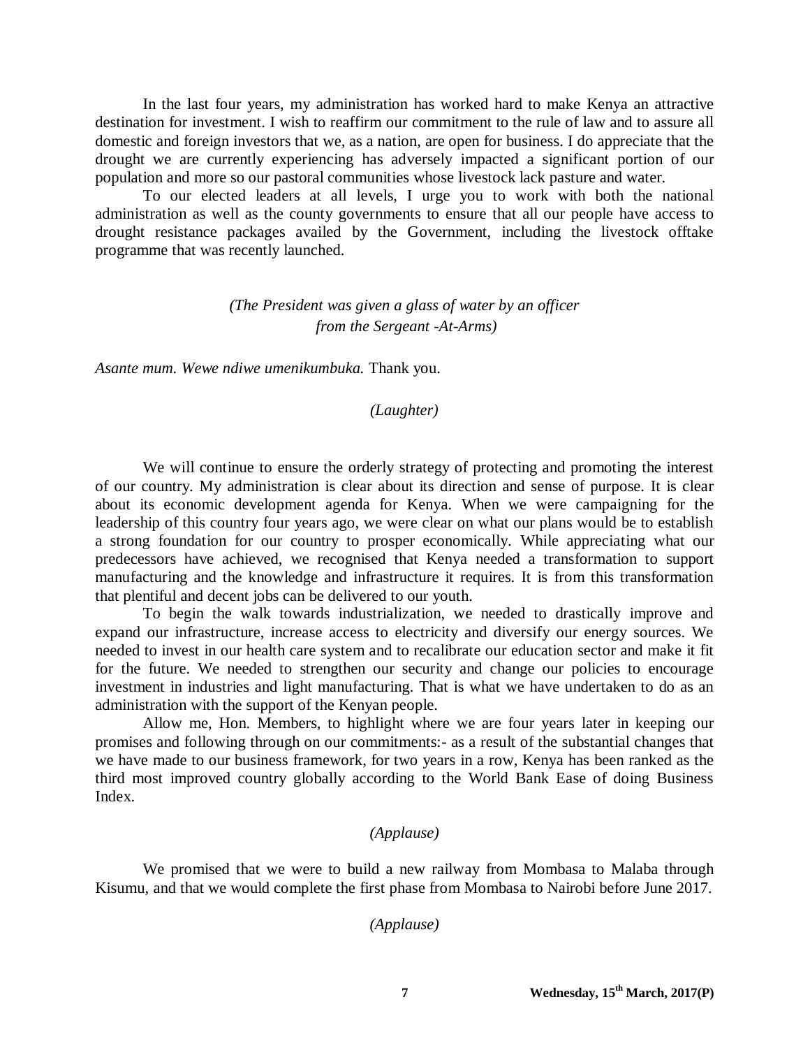In the last four years, my administration has worked hard to make Kenya an attractive destination for investment. I wish to reaffirm our commitment to the rule of law and to assure all domestic and foreign investors that we, as a nation, are open for business. I do appreciate that the drought we are currently experiencing has adversely impacted a significant portion of our population and more so our pastoral communities whose livestock lack pasture and water.

To our elected leaders at all levels, I urge you to work with both the national administration as well as the county governments to ensure that all our people have access to drought resistance packages availed by the Government, including the livestock offtake programme that was recently launched.

*(The President was given a glass of water by an officer from the Sergeant -At-Arms)*

*Asante mum. Wewe ndiwe umenikumbuka.* Thank you.

*(Laughter)*

We will continue to ensure the orderly strategy of protecting and promoting the interest of our country. My administration is clear about its direction and sense of purpose. It is clear about its economic development agenda for Kenya. When we were campaigning for the leadership of this country four years ago, we were clear on what our plans would be to establish a strong foundation for our country to prosper economically. While appreciating what our predecessors have achieved, we recognised that Kenya needed a transformation to support manufacturing and the knowledge and infrastructure it requires. It is from this transformation that plentiful and decent jobs can be delivered to our youth.

To begin the walk towards industrialization, we needed to drastically improve and expand our infrastructure, increase access to electricity and diversify our energy sources. We needed to invest in our health care system and to recalibrate our education sector and make it fit for the future. We needed to strengthen our security and change our policies to encourage investment in industries and light manufacturing. That is what we have undertaken to do as an administration with the support of the Kenyan people.

Allow me, Hon. Members, to highlight where we are four years later in keeping our promises and following through on our commitments:- as a result of the substantial changes that we have made to our business framework, for two years in a row, Kenya has been ranked as the third most improved country globally according to the World Bank Ease of doing Business Index.

*(Applause)*

We promised that we were to build a new railway from Mombasa to Malaba through Kisumu, and that we would complete the first phase from Mombasa to Nairobi before June 2017.

*(Applause)*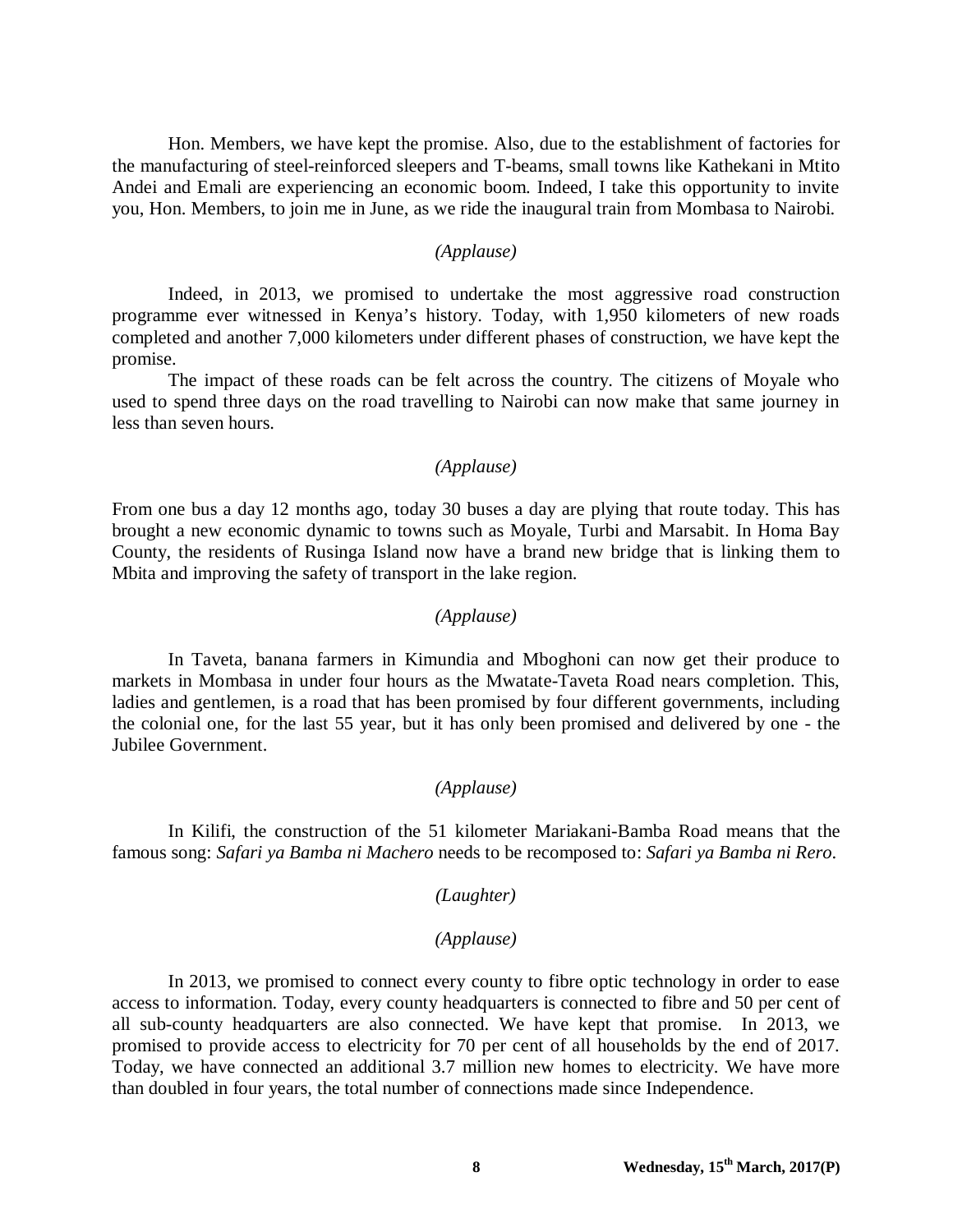Hon. Members, we have kept the promise. Also, due to the establishment of factories for the manufacturing of steel-reinforced sleepers and T-beams, small towns like Kathekani in Mtito Andei and Emali are experiencing an economic boom. Indeed, I take this opportunity to invite you, Hon. Members, to join me in June, as we ride the inaugural train from Mombasa to Nairobi.

*(Applause)*

Indeed, in 2013, we promised to undertake the most aggressive road construction programme ever witnessed in Kenya's history. Today, with 1,950 kilometers of new roads completed and another 7,000 kilometers under different phases of construction, we have kept the promise.

The impact of these roads can be felt across the country. The citizens of Moyale who used to spend three days on the road travelling to Nairobi can now make that same journey in less than seven hours.

*(Applause)*

From one bus a day 12 months ago, today 30 buses a day are plying that route today. This has brought a new economic dynamic to towns such as Moyale, Turbi and Marsabit. In Homa Bay County, the residents of Rusinga Island now have a brand new bridge that is linking them to Mbita and improving the safety of transport in the lake region.

*(Applause)*

In Taveta, banana farmers in Kimundia and Mboghoni can now get their produce to markets in Mombasa in under four hours as the Mwatate-Taveta Road nears completion. This, ladies and gentlemen, is a road that has been promised by four different governments, including the colonial one, for the last 55 year, but it has only been promised and delivered by one - the Jubilee Government.

*(Applause)*

In Kilifi, the construction of the 51 kilometer Mariakani-Bamba Road means that the famous song: *Safari ya Bamba ni Machero* needs to be recomposed to: *Safari ya Bamba ni Rero*.

*(Laughter)*

*(Applause)*

In 2013, we promised to connect every county to fibre optic technology in order to ease access to information. Today, every county headquarters is connected to fibre and 50 per cent of all sub-county headquarters are also connected. We have kept that promise. In 2013, we promised to provide access to electricity for 70 per cent of all households by the end of 2017. Today, we have connected an additional 3.7 million new homes to electricity. We have more than doubled in four years, the total number of connections made since Independence.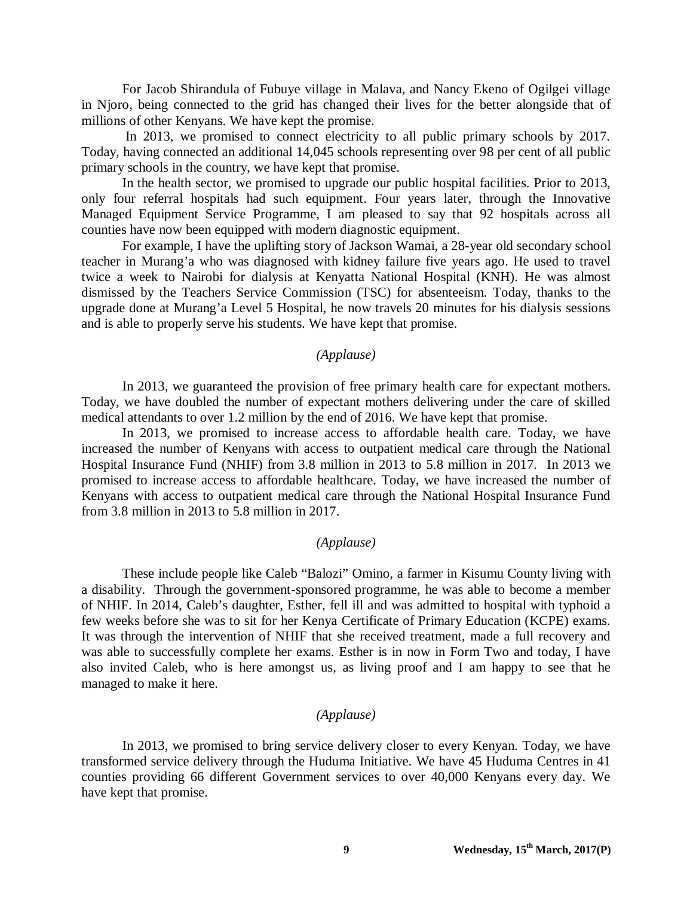For Jacob Shirandula of Fubuye village in Malava, and Nancy Ekeno of Ogilgei village in Njoro, being connected to the grid has changed their lives for the better alongside that of millions of other Kenyans. We have kept the promise.

In 2013, we promised to connect electricity to all public primary schools by 2017. Today, having connected an additional 14,045 schools representing over 98 per cent of all public primary schools in the country, we have kept that promise.

In the health sector, we promised to upgrade our public hospital facilities. Prior to 2013, only four referral hospitals had such equipment. Four years later, through the Innovative Managed Equipment Service Programme, I am pleased to say that 92 hospitals across all counties have now been equipped with modern diagnostic equipment.

For example, I have the uplifting story of Jackson Wamai, a 28-year old secondary school teacher in Murang'a who was diagnosed with kidney failure five years ago. He used to travel twice a week to Nairobi for dialysis at Kenyatta National Hospital (KNH). He was almost dismissed by the Teachers Service Commission (TSC) for absenteeism. Today, thanks to the upgrade done at Murang'a Level 5 Hospital, he now travels 20 minutes for his dialysis sessions and is able to properly serve his students. We have kept that promise.

*(Applause)*

In 2013, we guaranteed the provision of free primary health care for expectant mothers. Today, we have doubled the number of expectant mothers delivering under the care of skilled medical attendants to over 1.2 million by the end of 2016. We have kept that promise.

In 2013, we promised to increase access to affordable health care. Today, we have increased the number of Kenyans with access to outpatient medical care through the National Hospital Insurance Fund (NHIF) from 3.8 million in 2013 to 5.8 million in 2017. In 2013 we promised to increase access to affordable healthcare. Today, we have increased the number of Kenyans with access to outpatient medical care through the National Hospital Insurance Fund from 3.8 million in 2013 to 5.8 million in 2017.

*(Applause)*

These include people like Caleb "Balozi" Omino, a farmer in Kisumu County living with a disability. Through the government-sponsored programme, he was able to become a member of NHIF. In 2014, Caleb's daughter, Esther, fell ill and was admitted to hospital with typhoid a few weeks before she was to sit for her Kenya Certificate of Primary Education (KCPE) exams. It was through the intervention of NHIF that she received treatment, made a full recovery and was able to successfully complete her exams. Esther is in now in Form Two and today, I have also invited Caleb, who is here amongst us, as living proof and I am happy to see that he managed to make it here.

*(Applause)*

In 2013, we promised to bring service delivery closer to every Kenyan. Today, we have transformed service delivery through the Huduma Initiative. We have 45 Huduma Centres in 41 counties providing 66 different Government services to over 40,000 Kenyans every day. We have kept that promise.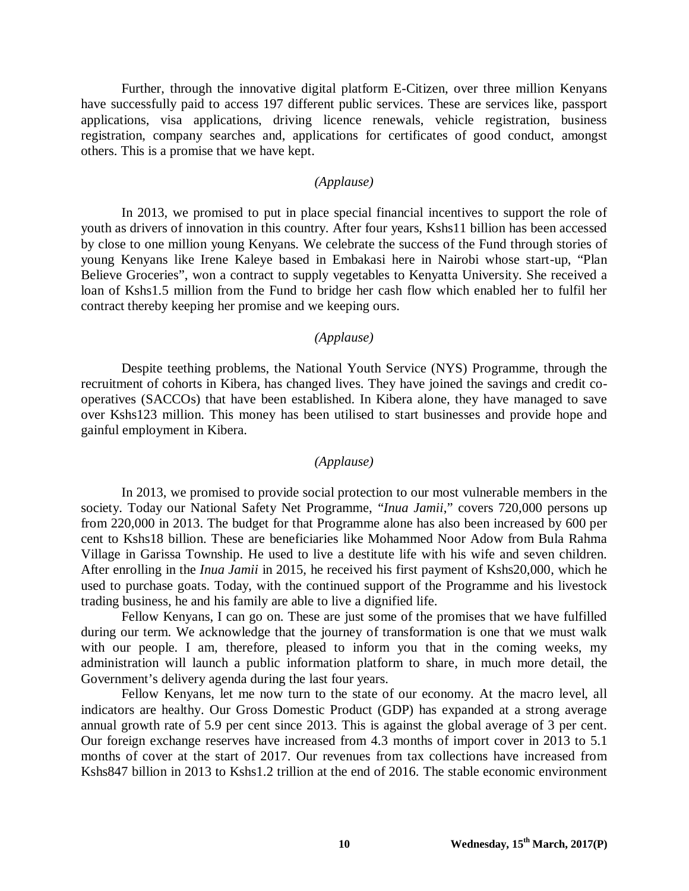Further, through the innovative digital platform E-Citizen, over three million Kenyans have successfully paid to access 197 different public services. These are services like, passport applications, visa applications, driving licence renewals, vehicle registration, business registration, company searches and, applications for certificates of good conduct, amongst others. This is a promise that we have kept.

*(Applause)*

In 2013, we promised to put in place special financial incentives to support the role of youth as drivers of innovation in this country. After four years, Kshs11 billion has been accessed by close to one million young Kenyans. We celebrate the success of the Fund through stories of young Kenyans like Irene Kaleye based in Embakasi here in Nairobi whose start-up, "Plan Believe Groceries", won a contract to supply vegetables to Kenyatta University. She received a loan of Kshs1.5 million from the Fund to bridge her cash flow which enabled her to fulfil her contract thereby keeping her promise and we keeping ours.

*(Applause)*

Despite teething problems, the National Youth Service (NYS) Programme, through the recruitment of cohorts in Kibera, has changed lives. They have joined the savings and credit co-operatives (SACCOs) that have been established. In Kibera alone, they have managed to save over Kshs123 million. This money has been utilised to start businesses and provide hope and gainful employment in Kibera.

*(Applause)*

In 2013, we promised to provide social protection to our most vulnerable members in the society. Today our National Safety Net Programme, "*Inua Jamii*," covers 720,000 persons up from 220,000 in 2013. The budget for that Programme alone has also been increased by 600 per cent to Kshs18 billion. These are beneficiaries like Mohammed Noor Adow from Bula Rahma Village in Garissa Township. He used to live a destitute life with his wife and seven children. After enrolling in the *Inua Jamii* in 2015, he received his first payment of Kshs20,000, which he used to purchase goats. Today, with the continued support of the Programme and his livestock trading business, he and his family are able to live a dignified life.

Fellow Kenyans, I can go on. These are just some of the promises that we have fulfilled during our term. We acknowledge that the journey of transformation is one that we must walk with our people. I am, therefore, pleased to inform you that in the coming weeks, my administration will launch a public information platform to share, in much more detail, the Government's delivery agenda during the last four years.

Fellow Kenyans, let me now turn to the state of our economy. At the macro level, all indicators are healthy. Our Gross Domestic Product (GDP) has expanded at a strong average annual growth rate of 5.9 per cent since 2013. This is against the global average of 3 per cent. Our foreign exchange reserves have increased from 4.3 months of import cover in 2013 to 5.1 months of cover at the start of 2017. Our revenues from tax collections have increased from Kshs847 billion in 2013 to Kshs1.2 trillion at the end of 2016. The stable economic environment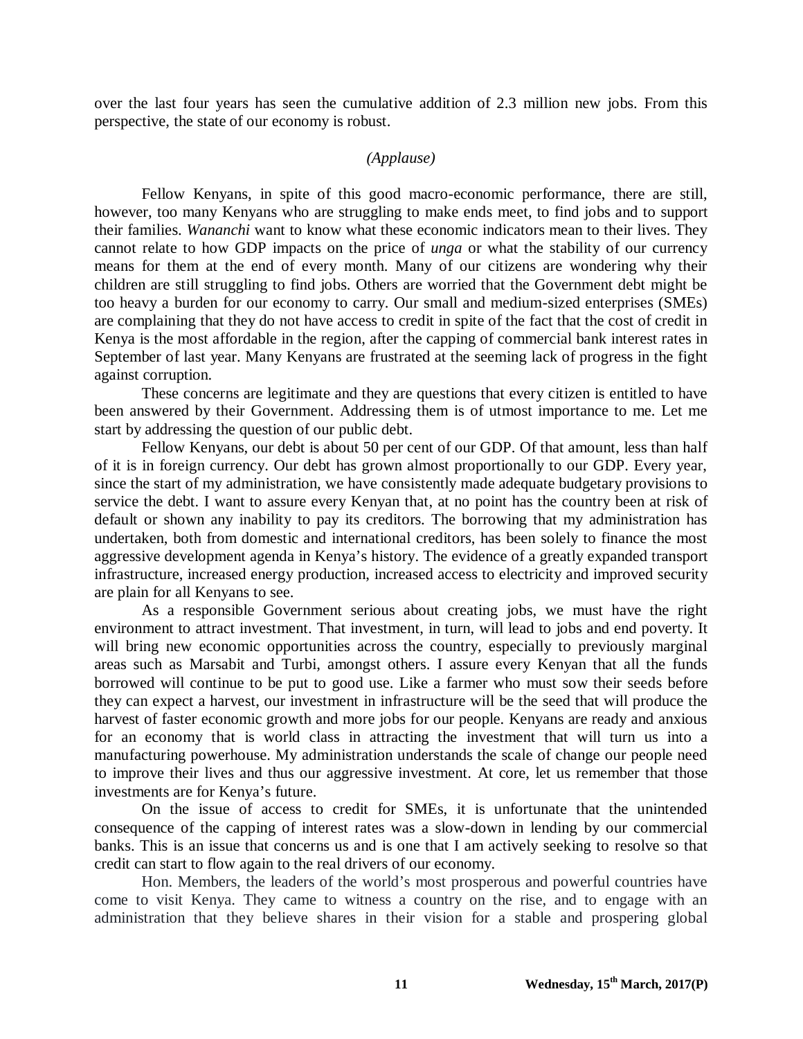over the last four years has seen the cumulative addition of 2.3 million new jobs. From this perspective, the state of our economy is robust.

*(Applause)*

Fellow Kenyans, in spite of this good macro-economic performance, there are still, however, too many Kenyans who are struggling to make ends meet, to find jobs and to support their families. *Wananchi* want to know what these economic indicators mean to their lives. They cannot relate to how GDP impacts on the price of *unga* or what the stability of our currency means for them at the end of every month. Many of our citizens are wondering why their children are still struggling to find jobs. Others are worried that the Government debt might be too heavy a burden for our economy to carry. Our small and medium-sized enterprises (SMEs) are complaining that they do not have access to credit in spite of the fact that the cost of credit in Kenya is the most affordable in the region, after the capping of commercial bank interest rates in September of last year. Many Kenyans are frustrated at the seeming lack of progress in the fight against corruption.

These concerns are legitimate and they are questions that every citizen is entitled to have been answered by their Government. Addressing them is of utmost importance to me. Let me start by addressing the question of our public debt.

Fellow Kenyans, our debt is about 50 per cent of our GDP. Of that amount, less than half of it is in foreign currency. Our debt has grown almost proportionally to our GDP. Every year, since the start of my administration, we have consistently made adequate budgetary provisions to service the debt. I want to assure every Kenyan that, at no point has the country been at risk of default or shown any inability to pay its creditors. The borrowing that my administration has undertaken, both from domestic and international creditors, has been solely to finance the most aggressive development agenda in Kenya's history. The evidence of a greatly expanded transport infrastructure, increased energy production, increased access to electricity and improved security are plain for all Kenyans to see.

As a responsible Government serious about creating jobs, we must have the right environment to attract investment. That investment, in turn, will lead to jobs and end poverty. It will bring new economic opportunities across the country, especially to previously marginal areas such as Marsabit and Turbi, amongst others. I assure every Kenyan that all the funds borrowed will continue to be put to good use. Like a farmer who must sow their seeds before they can expect a harvest, our investment in infrastructure will be the seed that will produce the harvest of faster economic growth and more jobs for our people. Kenyans are ready and anxious for an economy that is world class in attracting the investment that will turn us into a manufacturing powerhouse. My administration understands the scale of change our people need to improve their lives and thus our aggressive investment. At core, let us remember that those investments are for Kenya's future.

On the issue of access to credit for SMEs, it is unfortunate that the unintended consequence of the capping of interest rates was a slow-down in lending by our commercial banks. This is an issue that concerns us and is one that I am actively seeking to resolve so that credit can start to flow again to the real drivers of our economy.

Hon. Members, the leaders of the world's most prosperous and powerful countries have come to visit Kenya. They came to witness a country on the rise, and to engage with an administration that they believe shares in their vision for a stable and prospering global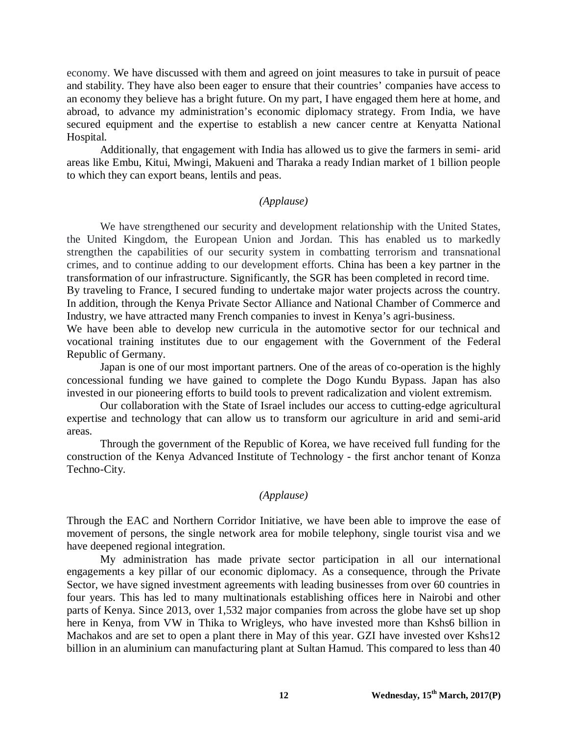economy. We have discussed with them and agreed on joint measures to take in pursuit of peace and stability. They have also been eager to ensure that their countries' companies have access to an economy they believe has a bright future. On my part, I have engaged them here at home, and abroad, to advance my administration's economic diplomacy strategy. From India, we have secured equipment and the expertise to establish a new cancer centre at Kenyatta National Hospital.

Additionally, that engagement with India has allowed us to give the farmers in semi- arid areas like Embu, Kitui, Mwingi, Makueni and Tharaka a ready Indian market of 1 billion people to which they can export beans, lentils and peas.

*(Applause)*

We have strengthened our security and development relationship with the United States, the United Kingdom, the European Union and Jordan. This has enabled us to markedly strengthen the capabilities of our security system in combatting terrorism and transnational crimes, and to continue adding to our development efforts. China has been a key partner in the transformation of our infrastructure. Significantly, the SGR has been completed in record time.

By traveling to France, I secured funding to undertake major water projects across the country. In addition, through the Kenya Private Sector Alliance and National Chamber of Commerce and Industry, we have attracted many French companies to invest in Kenya's agri-business.

We have been able to develop new curricula in the automotive sector for our technical and vocational training institutes due to our engagement with the Government of the Federal Republic of Germany.

Japan is one of our most important partners. One of the areas of co-operation is the highly concessional funding we have gained to complete the Dogo Kundu Bypass. Japan has also invested in our pioneering efforts to build tools to prevent radicalization and violent extremism.

Our collaboration with the State of Israel includes our access to cutting-edge agricultural expertise and technology that can allow us to transform our agriculture in arid and semi-arid areas.

Through the government of the Republic of Korea, we have received full funding for the construction of the Kenya Advanced Institute of Technology - the first anchor tenant of Konza Techno-City.

*(Applause)*

Through the EAC and Northern Corridor Initiative, we have been able to improve the ease of movement of persons, the single network area for mobile telephony, single tourist visa and we have deepened regional integration.

My administration has made private sector participation in all our international engagements a key pillar of our economic diplomacy. As a consequence, through the Private Sector, we have signed investment agreements with leading businesses from over 60 countries in four years. This has led to many multinationals establishing offices here in Nairobi and other parts of Kenya. Since 2013, over 1,532 major companies from across the globe have set up shop here in Kenya, from VW in Thika to Wrigleys, who have invested more than Kshs6 billion in Machakos and are set to open a plant there in May of this year. GZI have invested over Kshs12 billion in an aluminium can manufacturing plant at Sultan Hamud. This compared to less than 40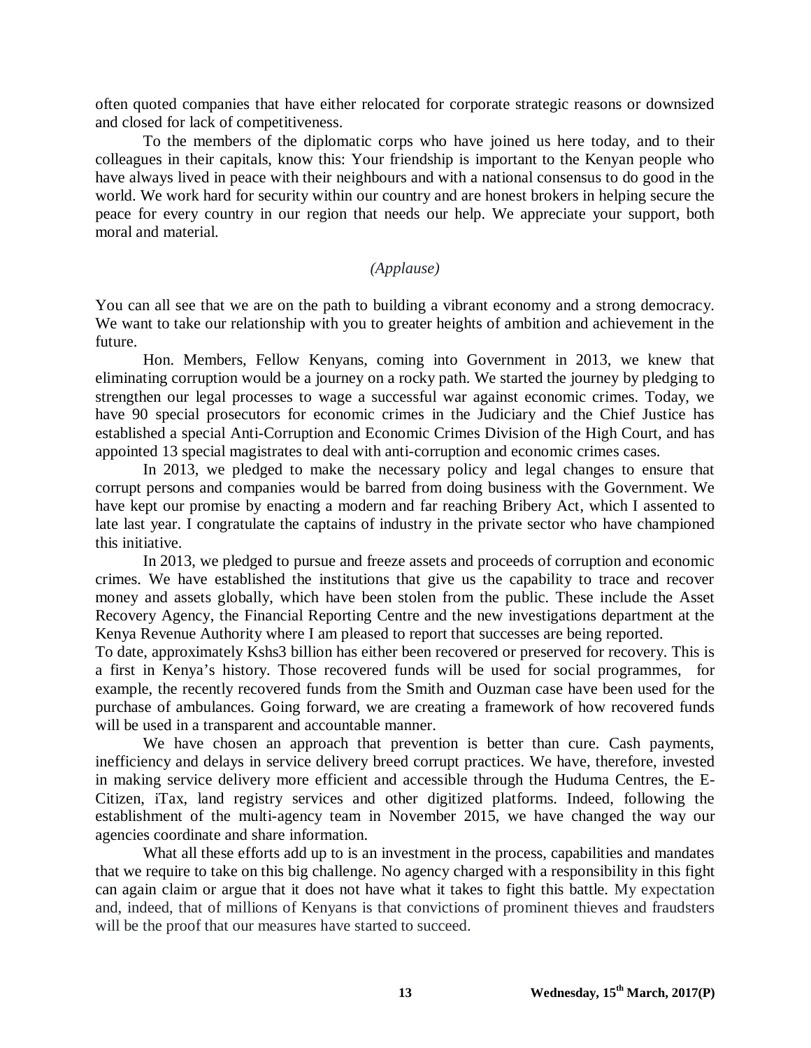often quoted companies that have either relocated for corporate strategic reasons or downsized and closed for lack of competitiveness.

To the members of the diplomatic corps who have joined us here today, and to their colleagues in their capitals, know this: Your friendship is important to the Kenyan people who have always lived in peace with their neighbours and with a national consensus to do good in the world. We work hard for security within our country and are honest brokers in helping secure the peace for every country in our region that needs our help. We appreciate your support, both moral and material.

*(Applause)*

You can all see that we are on the path to building a vibrant economy and a strong democracy. We want to take our relationship with you to greater heights of ambition and achievement in the future.

Hon. Members, Fellow Kenyans, coming into Government in 2013, we knew that eliminating corruption would be a journey on a rocky path. We started the journey by pledging to strengthen our legal processes to wage a successful war against economic crimes. Today, we have 90 special prosecutors for economic crimes in the Judiciary and the Chief Justice has established a special Anti-Corruption and Economic Crimes Division of the High Court, and has appointed 13 special magistrates to deal with anti-corruption and economic crimes cases.

In 2013, we pledged to make the necessary policy and legal changes to ensure that corrupt persons and companies would be barred from doing business with the Government. We have kept our promise by enacting a modern and far reaching Bribery Act, which I assented to late last year. I congratulate the captains of industry in the private sector who have championed this initiative.

In 2013, we pledged to pursue and freeze assets and proceeds of corruption and economic crimes. We have established the institutions that give us the capability to trace and recover money and assets globally, which have been stolen from the public. These include the Asset Recovery Agency, the Financial Reporting Centre and the new investigations department at the Kenya Revenue Authority where I am pleased to report that successes are being reported.

To date, approximately Kshs3 billion has either been recovered or preserved for recovery. This is a first in Kenya's history. Those recovered funds will be used for social programmes, for example, the recently recovered funds from the Smith and Ouzman case have been used for the purchase of ambulances. Going forward, we are creating a framework of how recovered funds will be used in a transparent and accountable manner.

We have chosen an approach that prevention is better than cure. Cash payments, inefficiency and delays in service delivery breed corrupt practices. We have, therefore, invested in making service delivery more efficient and accessible through the Huduma Centres, the E-Citizen, iTax, land registry services and other digitized platforms. Indeed, following the establishment of the multi-agency team in November 2015, we have changed the way our agencies coordinate and share information.

What all these efforts add up to is an investment in the process, capabilities and mandates that we require to take on this big challenge. No agency charged with a responsibility in this fight can again claim or argue that it does not have what it takes to fight this battle. My expectation and, indeed, that of millions of Kenyans is that convictions of prominent thieves and fraudsters will be the proof that our measures have started to succeed.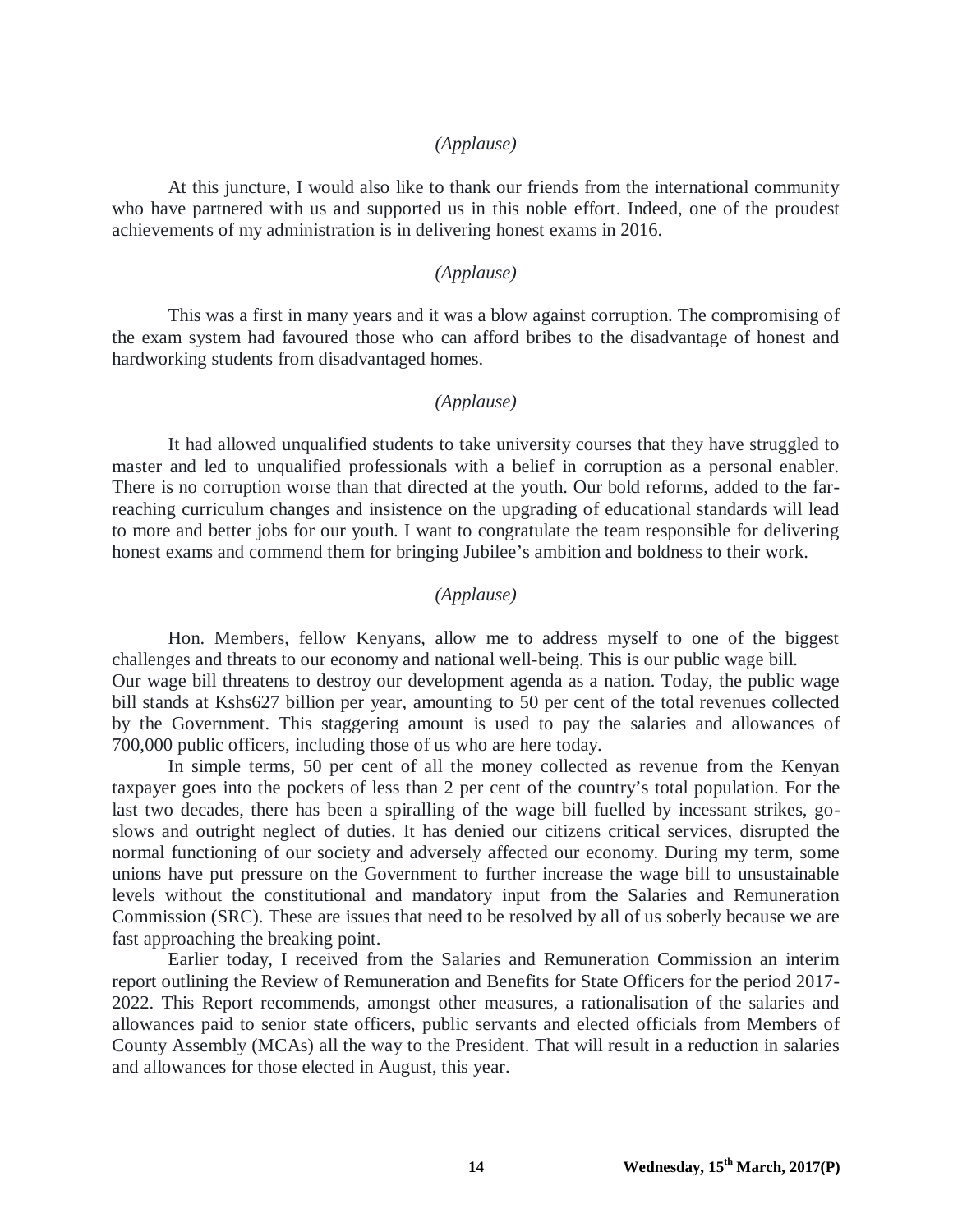*(Applause)*

At this juncture, I would also like to thank our friends from the international community who have partnered with us and supported us in this noble effort. Indeed, one of the proudest achievements of my administration is in delivering honest exams in 2016.

*(Applause)*

This was a first in many years and it was a blow against corruption. The compromising of the exam system had favoured those who can afford bribes to the disadvantage of honest and hardworking students from disadvantaged homes.

*(Applause)*

It had allowed unqualified students to take university courses that they have struggled to master and led to unqualified professionals with a belief in corruption as a personal enabler. There is no corruption worse than that directed at the youth. Our bold reforms, added to the far-reaching curriculum changes and insistence on the upgrading of educational standards will lead to more and better jobs for our youth. I want to congratulate the team responsible for delivering honest exams and commend them for bringing Jubilee's ambition and boldness to their work.

*(Applause)*

Hon. Members, fellow Kenyans, allow me to address myself to one of the biggest challenges and threats to our economy and national well-being. This is our public wage bill. Our wage bill threatens to destroy our development agenda as a nation. Today, the public wage bill stands at Kshs627 billion per year, amounting to 50 per cent of the total revenues collected by the Government. This staggering amount is used to pay the salaries and allowances of 700,000 public officers, including those of us who are here today.

In simple terms, 50 per cent of all the money collected as revenue from the Kenyan taxpayer goes into the pockets of less than 2 per cent of the country's total population. For the last two decades, there has been a spiralling of the wage bill fuelled by incessant strikes, go-slows and outright neglect of duties. It has denied our citizens critical services, disrupted the normal functioning of our society and adversely affected our economy. During my term, some unions have put pressure on the Government to further increase the wage bill to unsustainable levels without the constitutional and mandatory input from the Salaries and Remuneration Commission (SRC). These are issues that need to be resolved by all of us soberly because we are fast approaching the breaking point.

Earlier today, I received from the Salaries and Remuneration Commission an interim report outlining the Review of Remuneration and Benefits for State Officers for the period 2017-2022. This Report recommends, amongst other measures, a rationalisation of the salaries and allowances paid to senior state officers, public servants and elected officials from Members of County Assembly (MCAs) all the way to the President. That will result in a reduction in salaries and allowances for those elected in August, this year.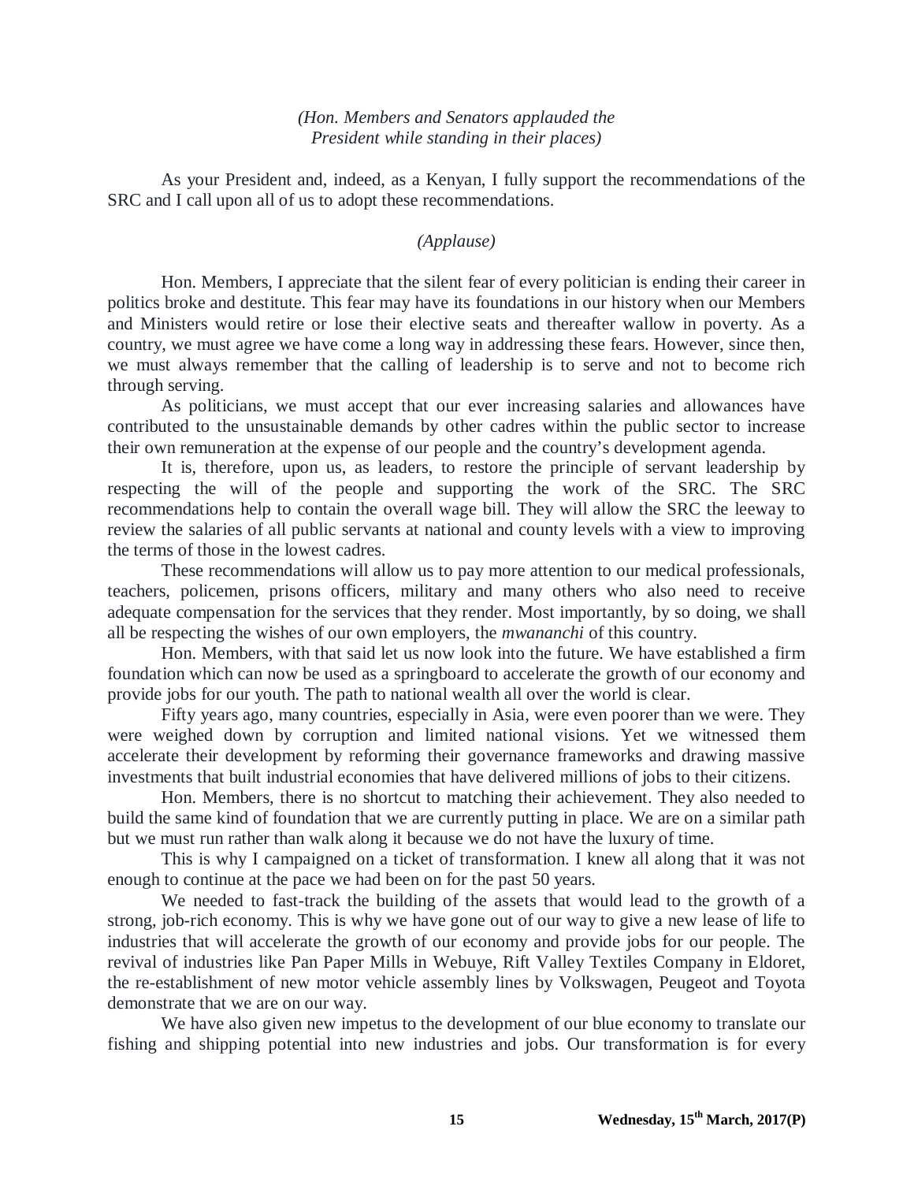*(Hon. Members and Senators applauded the President while standing in their places)*

As your President and, indeed, as a Kenyan, I fully support the recommendations of the SRC and I call upon all of us to adopt these recommendations.

*(Applause)*

Hon. Members, I appreciate that the silent fear of every politician is ending their career in politics broke and destitute. This fear may have its foundations in our history when our Members and Ministers would retire or lose their elective seats and thereafter wallow in poverty. As a country, we must agree we have come a long way in addressing these fears. However, since then, we must always remember that the calling of leadership is to serve and not to become rich through serving.

As politicians, we must accept that our ever increasing salaries and allowances have contributed to the unsustainable demands by other cadres within the public sector to increase their own remuneration at the expense of our people and the country's development agenda.

It is, therefore, upon us, as leaders, to restore the principle of servant leadership by respecting the will of the people and supporting the work of the SRC. The SRC recommendations help to contain the overall wage bill. They will allow the SRC the leeway to review the salaries of all public servants at national and county levels with a view to improving the terms of those in the lowest cadres.

These recommendations will allow us to pay more attention to our medical professionals, teachers, policemen, prisons officers, military and many others who also need to receive adequate compensation for the services that they render. Most importantly, by so doing, we shall all be respecting the wishes of our own employers, the *mwananchi* of this country.

Hon. Members, with that said let us now look into the future. We have established a firm foundation which can now be used as a springboard to accelerate the growth of our economy and provide jobs for our youth. The path to national wealth all over the world is clear.

Fifty years ago, many countries, especially in Asia, were even poorer than we were. They were weighed down by corruption and limited national visions. Yet we witnessed them accelerate their development by reforming their governance frameworks and drawing massive investments that built industrial economies that have delivered millions of jobs to their citizens.

Hon. Members, there is no shortcut to matching their achievement. They also needed to build the same kind of foundation that we are currently putting in place. We are on a similar path but we must run rather than walk along it because we do not have the luxury of time.

This is why I campaigned on a ticket of transformation. I knew all along that it was not enough to continue at the pace we had been on for the past 50 years.

We needed to fast-track the building of the assets that would lead to the growth of a strong, job-rich economy. This is why we have gone out of our way to give a new lease of life to industries that will accelerate the growth of our economy and provide jobs for our people. The revival of industries like Pan Paper Mills in Webuye, Rift Valley Textiles Company in Eldoret, the re-establishment of new motor vehicle assembly lines by Volkswagen, Peugeot and Toyota demonstrate that we are on our way.

We have also given new impetus to the development of our blue economy to translate our fishing and shipping potential into new industries and jobs. Our transformation is for every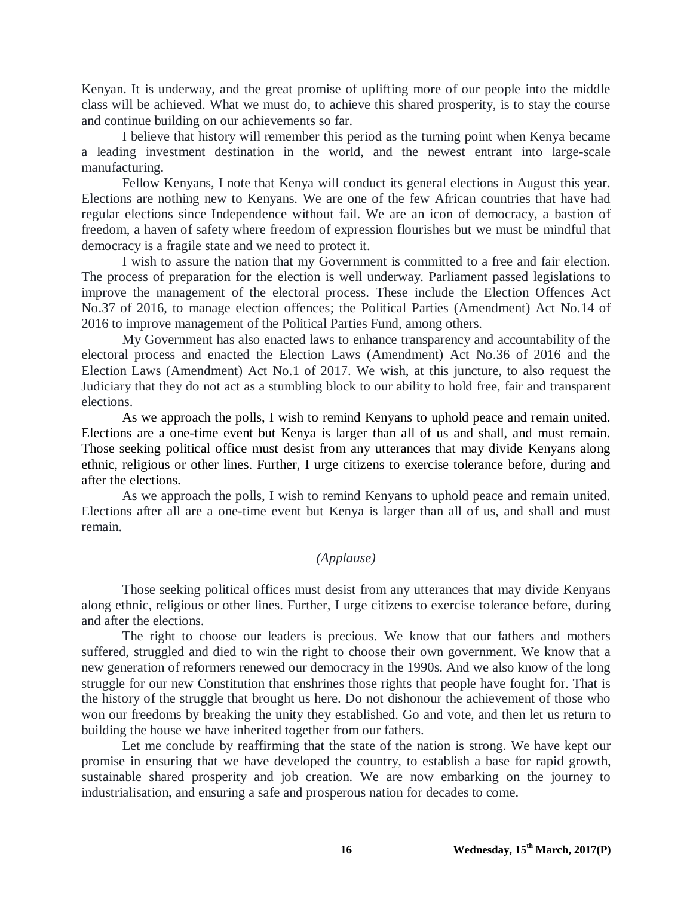Kenyan. It is underway, and the great promise of uplifting more of our people into the middle class will be achieved. What we must do, to achieve this shared prosperity, is to stay the course and continue building on our achievements so far.

I believe that history will remember this period as the turning point when Kenya became a leading investment destination in the world, and the newest entrant into large-scale manufacturing.

Fellow Kenyans, I note that Kenya will conduct its general elections in August this year. Elections are nothing new to Kenyans. We are one of the few African countries that have had regular elections since Independence without fail. We are an icon of democracy, a bastion of freedom, a haven of safety where freedom of expression flourishes but we must be mindful that democracy is a fragile state and we need to protect it.

I wish to assure the nation that my Government is committed to a free and fair election. The process of preparation for the election is well underway. Parliament passed legislations to improve the management of the electoral process. These include the Election Offences Act No.37 of 2016, to manage election offences; the Political Parties (Amendment) Act No.14 of 2016 to improve management of the Political Parties Fund, among others.

My Government has also enacted laws to enhance transparency and accountability of the electoral process and enacted the Election Laws (Amendment) Act No.36 of 2016 and the Election Laws (Amendment) Act No.1 of 2017. We wish, at this juncture, to also request the Judiciary that they do not act as a stumbling block to our ability to hold free, fair and transparent elections.

As we approach the polls, I wish to remind Kenyans to uphold peace and remain united. Elections are a one-time event but Kenya is larger than all of us and shall, and must remain. Those seeking political office must desist from any utterances that may divide Kenyans along ethnic, religious or other lines. Further, I urge citizens to exercise tolerance before, during and after the elections.

As we approach the polls, I wish to remind Kenyans to uphold peace and remain united. Elections after all are a one-time event but Kenya is larger than all of us, and shall and must remain.

*(Applause)*

Those seeking political offices must desist from any utterances that may divide Kenyans along ethnic, religious or other lines. Further, I urge citizens to exercise tolerance before, during and after the elections.

The right to choose our leaders is precious. We know that our fathers and mothers suffered, struggled and died to win the right to choose their own government. We know that a new generation of reformers renewed our democracy in the 1990s. And we also know of the long struggle for our new Constitution that enshrines those rights that people have fought for. That is the history of the struggle that brought us here. Do not dishonour the achievement of those who won our freedoms by breaking the unity they established. Go and vote, and then let us return to building the house we have inherited together from our fathers.

Let me conclude by reaffirming that the state of the nation is strong. We have kept our promise in ensuring that we have developed the country, to establish a base for rapid growth, sustainable shared prosperity and job creation. We are now embarking on the journey to industrialisation, and ensuring a safe and prosperous nation for decades to come.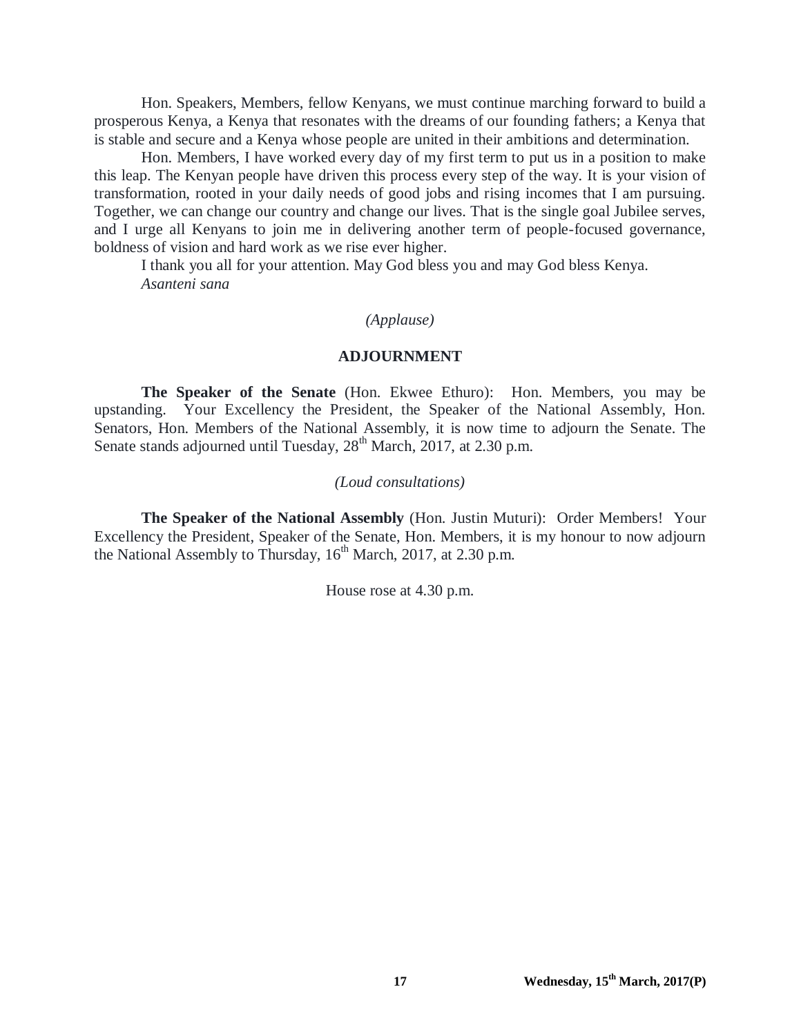Hon. Speakers, Members, fellow Kenyans, we must continue marching forward to build a prosperous Kenya, a Kenya that resonates with the dreams of our founding fathers; a Kenya that is stable and secure and a Kenya whose people are united in their ambitions and determination.

Hon. Members, I have worked every day of my first term to put us in a position to make this leap. The Kenyan people have driven this process every step of the way. It is your vision of transformation, rooted in your daily needs of good jobs and rising incomes that I am pursuing. Together, we can change our country and change our lives. That is the single goal Jubilee serves, and I urge all Kenyans to join me in delivering another term of people-focused governance, boldness of vision and hard work as we rise ever higher.

I thank you all for your attention. May God bless you and may God bless Kenya.

*Asanteni sana*

*(Applause)*

## ADJOURNMENT

**The Speaker of the Senate** (Hon. Ekwee Ethuro): Hon. Members, you may be upstanding. Your Excellency the President, the Speaker of the National Assembly, Hon. Senators, Hon. Members of the National Assembly, it is now time to adjourn the Senate. The Senate stands adjourned until Tuesday, 28th March, 2017, at 2.30 p.m.

*(Loud consultations)*

**The Speaker of the National Assembly** (Hon. Justin Muturi): Order Members! Your Excellency the President, Speaker of the Senate, Hon. Members, it is my honour to now adjourn the National Assembly to Thursday, 16th March, 2017, at 2.30 p.m.

House rose at 4.30 p.m.